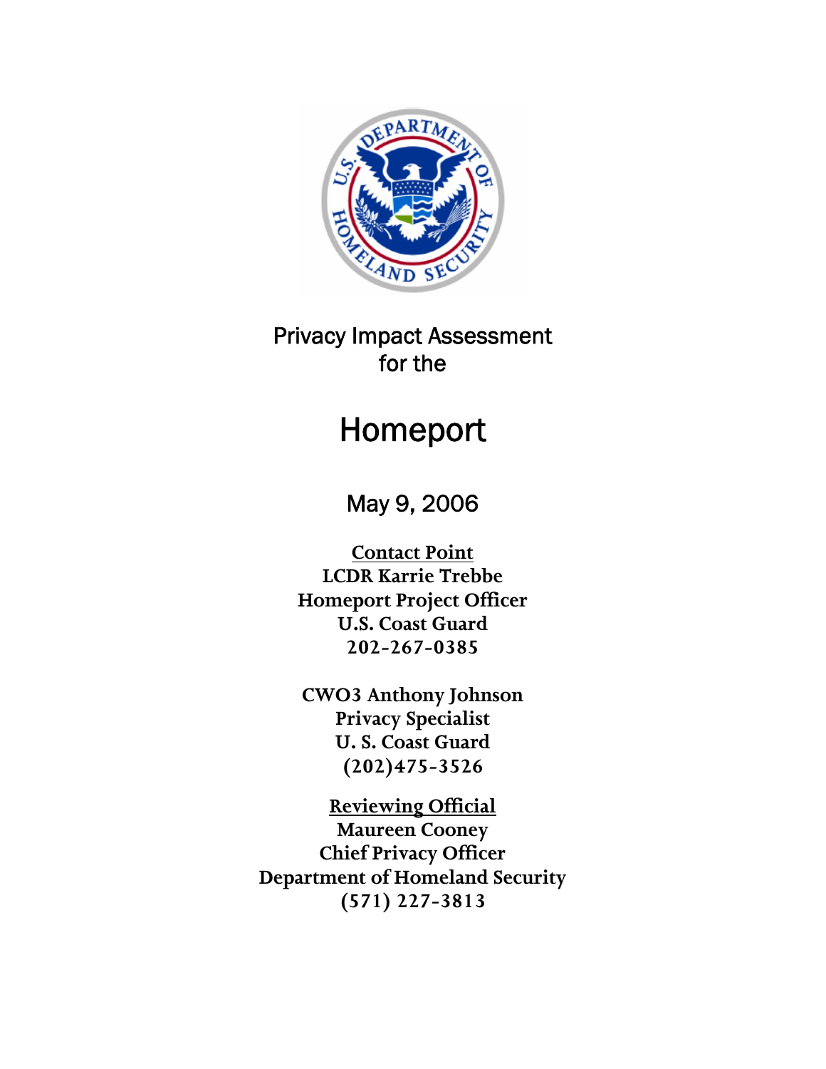# Privacy Impact Assessment for the

# Homeport

May 9, 2006

**Contact Point**
**LCDR Karrie Trebbe**
**Homeport Project Officer**
**U.S. Coast Guard**
**202-267-0385**

**CWO3 Anthony Johnson**
**Privacy Specialist**
**U. S. Coast Guard**
**(202)475-3526**

**Reviewing Official**
**Maureen Cooney**
**Chief Privacy Officer**
**Department of Homeland Security**
**(571) 227-3813**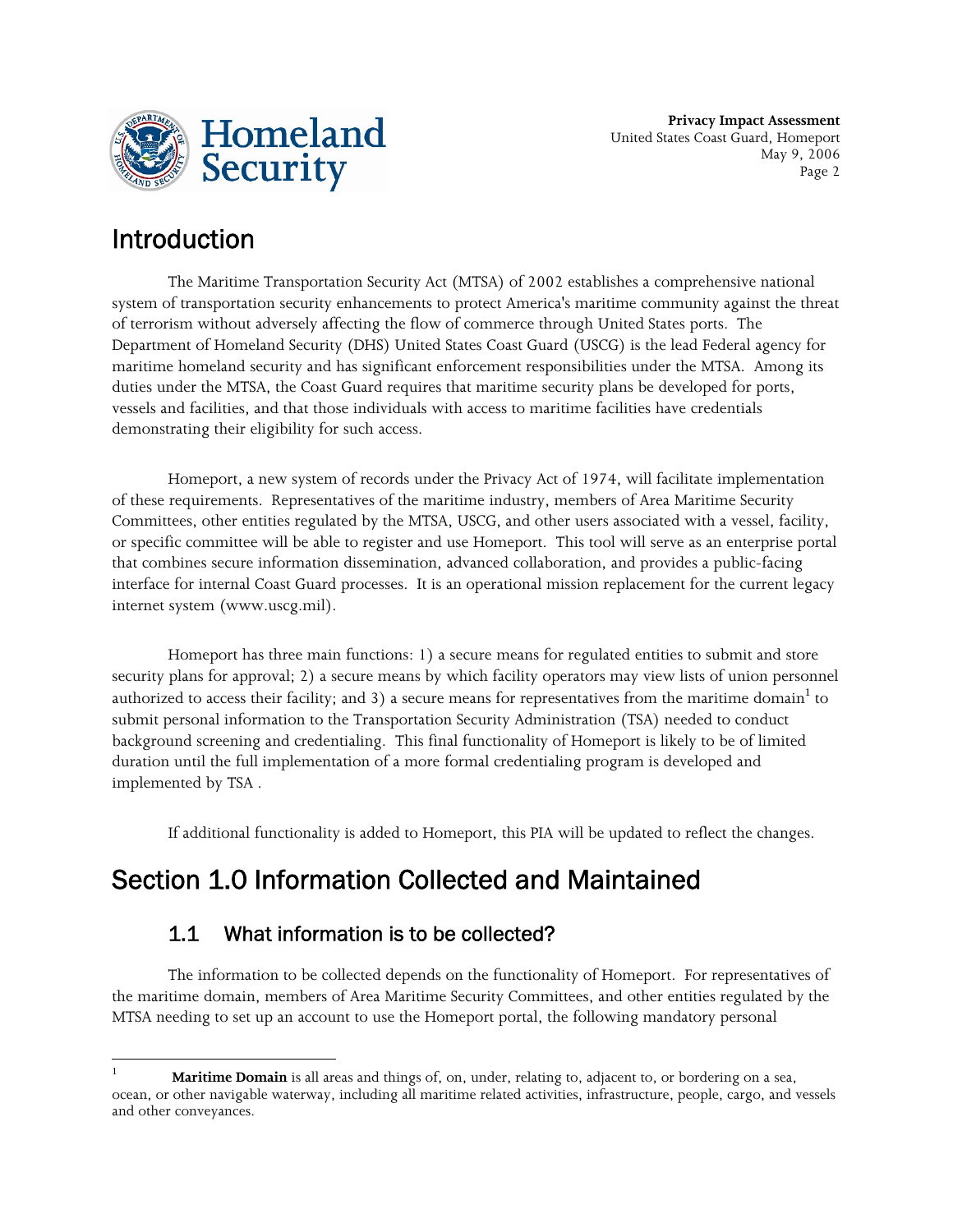## Introduction

The Maritime Transportation Security Act (MTSA) of 2002 establishes a comprehensive national system of transportation security enhancements to protect America's maritime community against the threat of terrorism without adversely affecting the flow of commerce through United States ports. The Department of Homeland Security (DHS) United States Coast Guard (USCG) is the lead Federal agency for maritime homeland security and has significant enforcement responsibilities under the MTSA. Among its duties under the MTSA, the Coast Guard requires that maritime security plans be developed for ports, vessels and facilities, and that those individuals with access to maritime facilities have credentials demonstrating their eligibility for such access.

Homeport, a new system of records under the Privacy Act of 1974, will facilitate implementation of these requirements. Representatives of the maritime industry, members of Area Maritime Security Committees, other entities regulated by the MTSA, USCG, and other users associated with a vessel, facility, or specific committee will be able to register and use Homeport. This tool will serve as an enterprise portal that combines secure information dissemination, advanced collaboration, and provides a public-facing interface for internal Coast Guard processes. It is an operational mission replacement for the current legacy internet system (www.uscg.mil).

Homeport has three main functions: 1) a secure means for regulated entities to submit and store security plans for approval; 2) a secure means by which facility operators may view lists of union personnel authorized to access their facility; and 3) a secure means for representatives from the maritime domain[1] to submit personal information to the Transportation Security Administration (TSA) needed to conduct background screening and credentialing. This final functionality of Homeport is likely to be of limited duration until the full implementation of a more formal credentialing program is developed and implemented by TSA .

If additional functionality is added to Homeport, this PIA will be updated to reflect the changes.

# Section 1.0 Information Collected and Maintained

## 1.1 What information is to be collected?

The information to be collected depends on the functionality of Homeport. For representatives of the maritime domain, members of Area Maritime Security Committees, and other entities regulated by the MTSA needing to set up an account to use the Homeport portal, the following mandatory personal

---

[1] **Maritime Domain** is all areas and things of, on, under, relating to, adjacent to, or bordering on a sea, ocean, or other navigable waterway, including all maritime related activities, infrastructure, people, cargo, and vessels and other conveyances.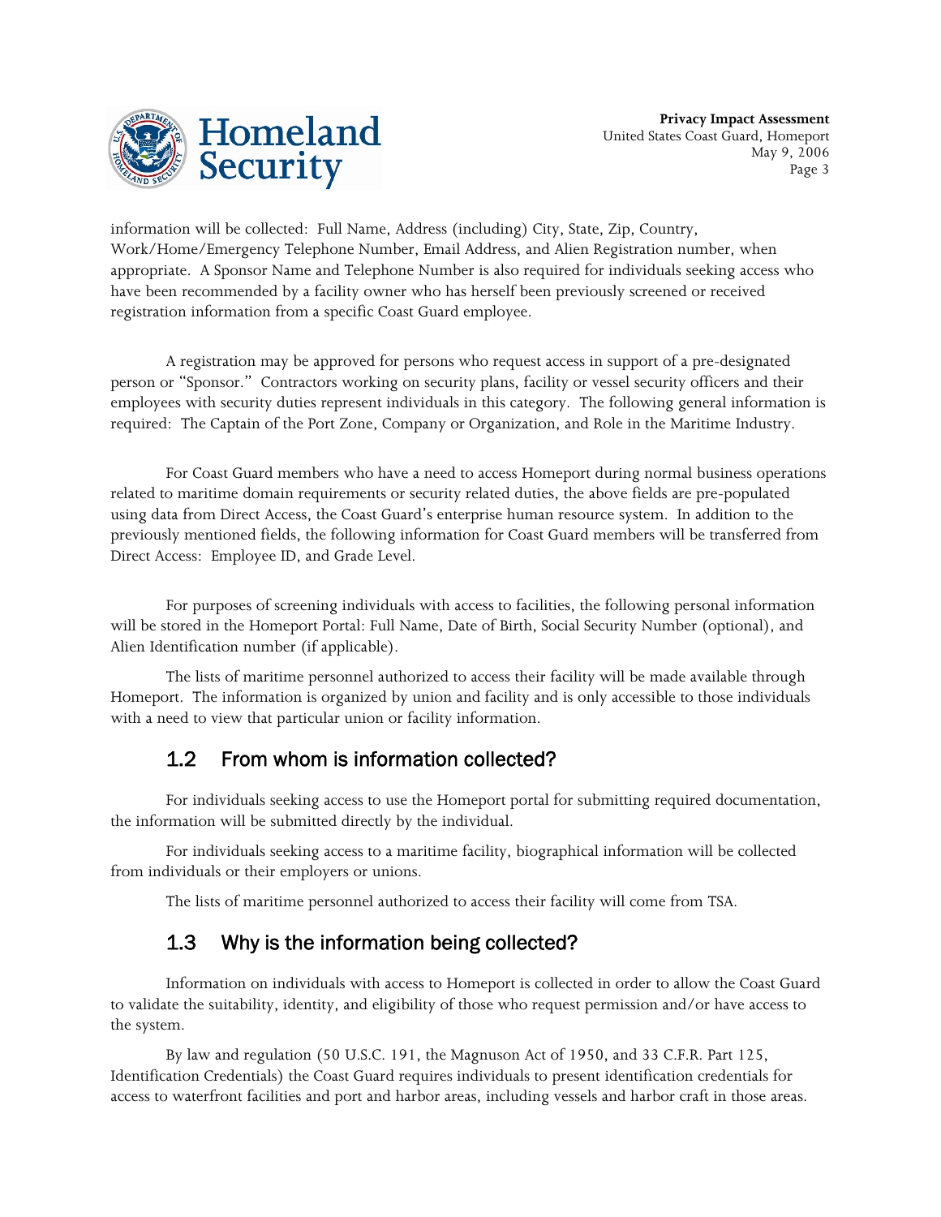information will be collected: Full Name, Address (including) City, State, Zip, Country, Work/Home/Emergency Telephone Number, Email Address, and Alien Registration number, when appropriate. A Sponsor Name and Telephone Number is also required for individuals seeking access who have been recommended by a facility owner who has herself been previously screened or received registration information from a specific Coast Guard employee.

A registration may be approved for persons who request access in support of a pre-designated person or "Sponsor." Contractors working on security plans, facility or vessel security officers and their employees with security duties represent individuals in this category. The following general information is required: The Captain of the Port Zone, Company or Organization, and Role in the Maritime Industry.

For Coast Guard members who have a need to access Homeport during normal business operations related to maritime domain requirements or security related duties, the above fields are pre-populated using data from Direct Access, the Coast Guard's enterprise human resource system. In addition to the previously mentioned fields, the following information for Coast Guard members will be transferred from Direct Access: Employee ID, and Grade Level.

For purposes of screening individuals with access to facilities, the following personal information will be stored in the Homeport Portal: Full Name, Date of Birth, Social Security Number (optional), and Alien Identification number (if applicable).

The lists of maritime personnel authorized to access their facility will be made available through Homeport. The information is organized by union and facility and is only accessible to those individuals with a need to view that particular union or facility information.

## 1.2 From whom is information collected?

For individuals seeking access to use the Homeport portal for submitting required documentation, the information will be submitted directly by the individual.

For individuals seeking access to a maritime facility, biographical information will be collected from individuals or their employers or unions.

The lists of maritime personnel authorized to access their facility will come from TSA.

## 1.3 Why is the information being collected?

Information on individuals with access to Homeport is collected in order to allow the Coast Guard to validate the suitability, identity, and eligibility of those who request permission and/or have access to the system.

By law and regulation (50 U.S.C. 191, the Magnuson Act of 1950, and 33 C.F.R. Part 125, Identification Credentials) the Coast Guard requires individuals to present identification credentials for access to waterfront facilities and port and harbor areas, including vessels and harbor craft in those areas.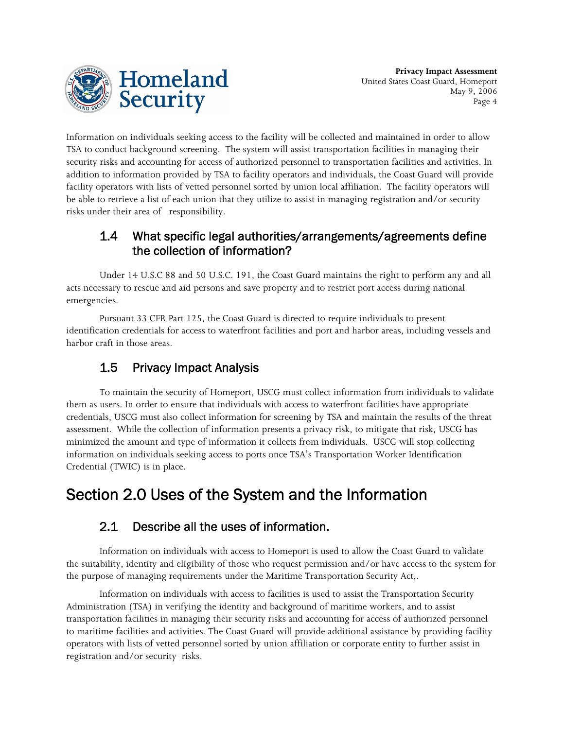Information on individuals seeking access to the facility will be collected and maintained in order to allow TSA to conduct background screening. The system will assist transportation facilities in managing their security risks and accounting for access of authorized personnel to transportation facilities and activities. In addition to information provided by TSA to facility operators and individuals, the Coast Guard will provide facility operators with lists of vetted personnel sorted by union local affiliation. The facility operators will be able to retrieve a list of each union that they utilize to assist in managing registration and/or security risks under their area of responsibility.

## 1.4 What specific legal authorities/arrangements/agreements define the collection of information?

Under 14 U.S.C 88 and 50 U.S.C. 191, the Coast Guard maintains the right to perform any and all acts necessary to rescue and aid persons and save property and to restrict port access during national emergencies.

Pursuant 33 CFR Part 125, the Coast Guard is directed to require individuals to present identification credentials for access to waterfront facilities and port and harbor areas, including vessels and harbor craft in those areas.

## 1.5 Privacy Impact Analysis

To maintain the security of Homeport, USCG must collect information from individuals to validate them as users. In order to ensure that individuals with access to waterfront facilities have appropriate credentials, USCG must also collect information for screening by TSA and maintain the results of the threat assessment. While the collection of information presents a privacy risk, to mitigate that risk, USCG has minimized the amount and type of information it collects from individuals. USCG will stop collecting information on individuals seeking access to ports once TSA's Transportation Worker Identification Credential (TWIC) is in place.

# Section 2.0 Uses of the System and the Information

## 2.1 Describe all the uses of information.

Information on individuals with access to Homeport is used to allow the Coast Guard to validate the suitability, identity and eligibility of those who request permission and/or have access to the system for the purpose of managing requirements under the Maritime Transportation Security Act,.

Information on individuals with access to facilities is used to assist the Transportation Security Administration (TSA) in verifying the identity and background of maritime workers, and to assist transportation facilities in managing their security risks and accounting for access of authorized personnel to maritime facilities and activities. The Coast Guard will provide additional assistance by providing facility operators with lists of vetted personnel sorted by union affiliation or corporate entity to further assist in registration and/or security risks.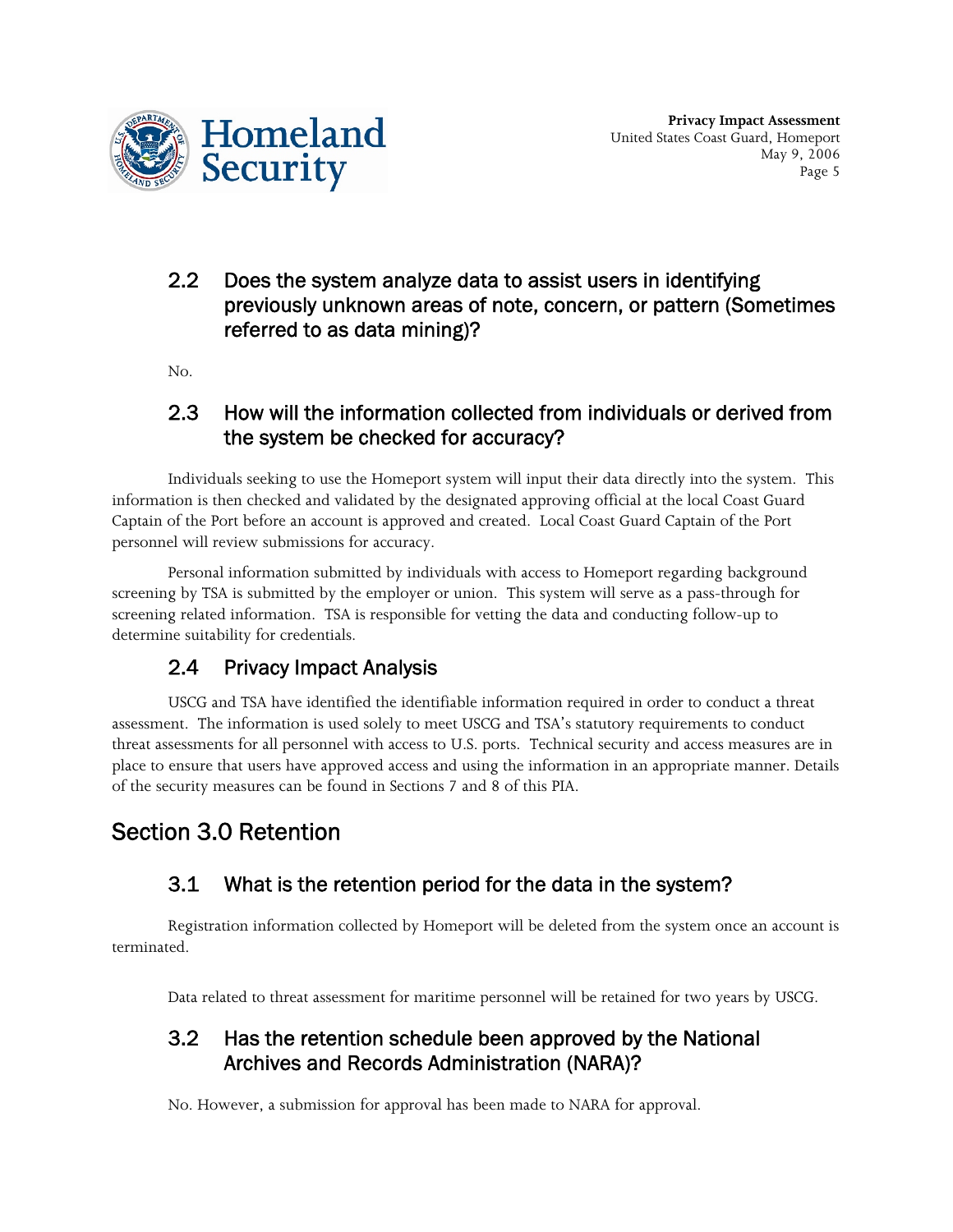### 2.2 Does the system analyze data to assist users in identifying previously unknown areas of note, concern, or pattern (Sometimes referred to as data mining)?

No.

### 2.3 How will the information collected from individuals or derived from the system be checked for accuracy?

Individuals seeking to use the Homeport system will input their data directly into the system. This information is then checked and validated by the designated approving official at the local Coast Guard Captain of the Port before an account is approved and created. Local Coast Guard Captain of the Port personnel will review submissions for accuracy.

Personal information submitted by individuals with access to Homeport regarding background screening by TSA is submitted by the employer or union. This system will serve as a pass-through for screening related information. TSA is responsible for vetting the data and conducting follow-up to determine suitability for credentials.

### 2.4 Privacy Impact Analysis

USCG and TSA have identified the identifiable information required in order to conduct a threat assessment. The information is used solely to meet USCG and TSA's statutory requirements to conduct threat assessments for all personnel with access to U.S. ports. Technical security and access measures are in place to ensure that users have approved access and using the information in an appropriate manner. Details of the security measures can be found in Sections 7 and 8 of this PIA.

## Section 3.0 Retention

### 3.1 What is the retention period for the data in the system?

Registration information collected by Homeport will be deleted from the system once an account is terminated.

Data related to threat assessment for maritime personnel will be retained for two years by USCG.

### 3.2 Has the retention schedule been approved by the National Archives and Records Administration (NARA)?

No. However, a submission for approval has been made to NARA for approval.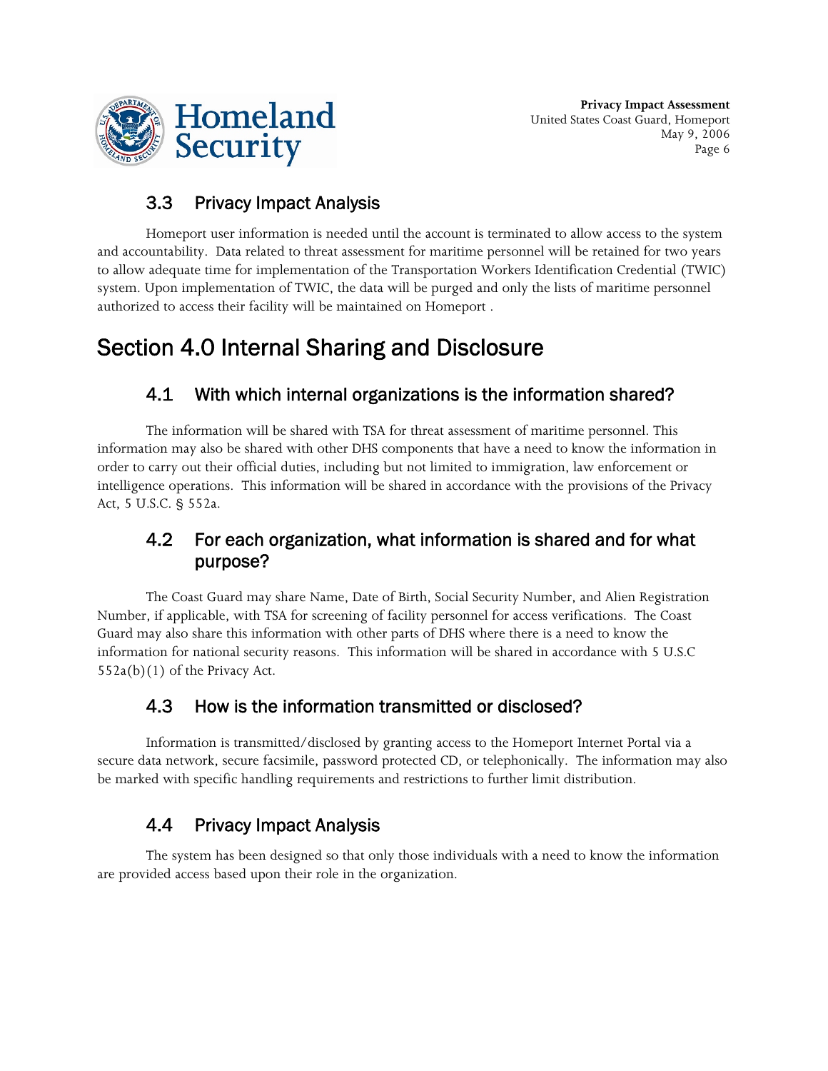### 3.3 Privacy Impact Analysis

Homeport user information is needed until the account is terminated to allow access to the system and accountability. Data related to threat assessment for maritime personnel will be retained for two years to allow adequate time for implementation of the Transportation Workers Identification Credential (TWIC) system. Upon implementation of TWIC, the data will be purged and only the lists of maritime personnel authorized to access their facility will be maintained on Homeport .

## Section 4.0 Internal Sharing and Disclosure

### 4.1 With which internal organizations is the information shared?

The information will be shared with TSA for threat assessment of maritime personnel. This information may also be shared with other DHS components that have a need to know the information in order to carry out their official duties, including but not limited to immigration, law enforcement or intelligence operations. This information will be shared in accordance with the provisions of the Privacy Act, 5 U.S.C. § 552a.

### 4.2 For each organization, what information is shared and for what purpose?

The Coast Guard may share Name, Date of Birth, Social Security Number, and Alien Registration Number, if applicable, with TSA for screening of facility personnel for access verifications. The Coast Guard may also share this information with other parts of DHS where there is a need to know the information for national security reasons. This information will be shared in accordance with 5 U.S.C 552a(b)(1) of the Privacy Act.

### 4.3 How is the information transmitted or disclosed?

Information is transmitted/disclosed by granting access to the Homeport Internet Portal via a secure data network, secure facsimile, password protected CD, or telephonically. The information may also be marked with specific handling requirements and restrictions to further limit distribution.

### 4.4 Privacy Impact Analysis

The system has been designed so that only those individuals with a need to know the information are provided access based upon their role in the organization.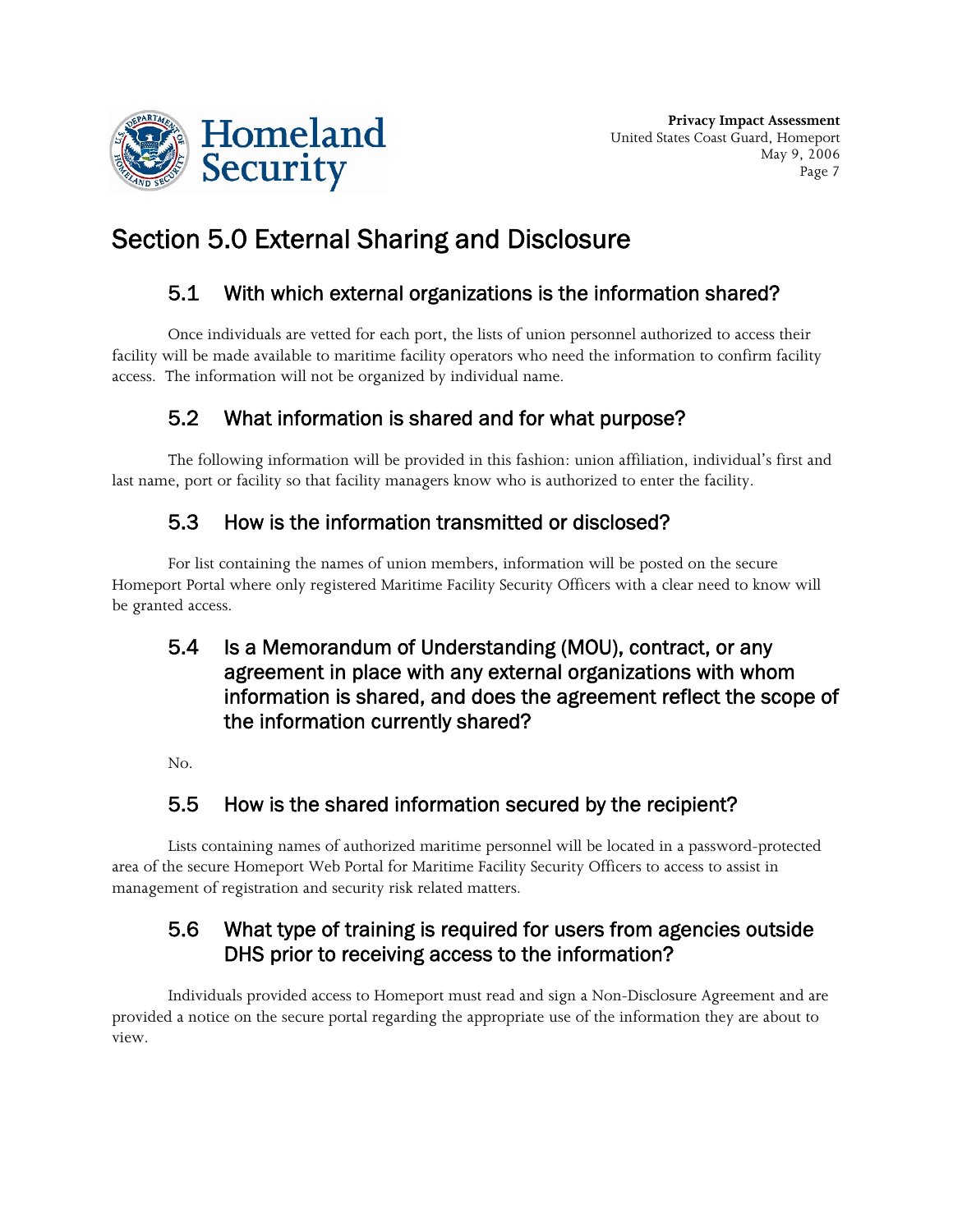# Section 5.0 External Sharing and Disclosure

## 5.1 With which external organizations is the information shared?

Once individuals are vetted for each port, the lists of union personnel authorized to access their facility will be made available to maritime facility operators who need the information to confirm facility access. The information will not be organized by individual name.

## 5.2 What information is shared and for what purpose?

The following information will be provided in this fashion: union affiliation, individual's first and last name, port or facility so that facility managers know who is authorized to enter the facility.

## 5.3 How is the information transmitted or disclosed?

For list containing the names of union members, information will be posted on the secure Homeport Portal where only registered Maritime Facility Security Officers with a clear need to know will be granted access.

## 5.4 Is a Memorandum of Understanding (MOU), contract, or any agreement in place with any external organizations with whom information is shared, and does the agreement reflect the scope of the information currently shared?

No.

## 5.5 How is the shared information secured by the recipient?

Lists containing names of authorized maritime personnel will be located in a password-protected area of the secure Homeport Web Portal for Maritime Facility Security Officers to access to assist in management of registration and security risk related matters.

## 5.6 What type of training is required for users from agencies outside DHS prior to receiving access to the information?

Individuals provided access to Homeport must read and sign a Non-Disclosure Agreement and are provided a notice on the secure portal regarding the appropriate use of the information they are about to view.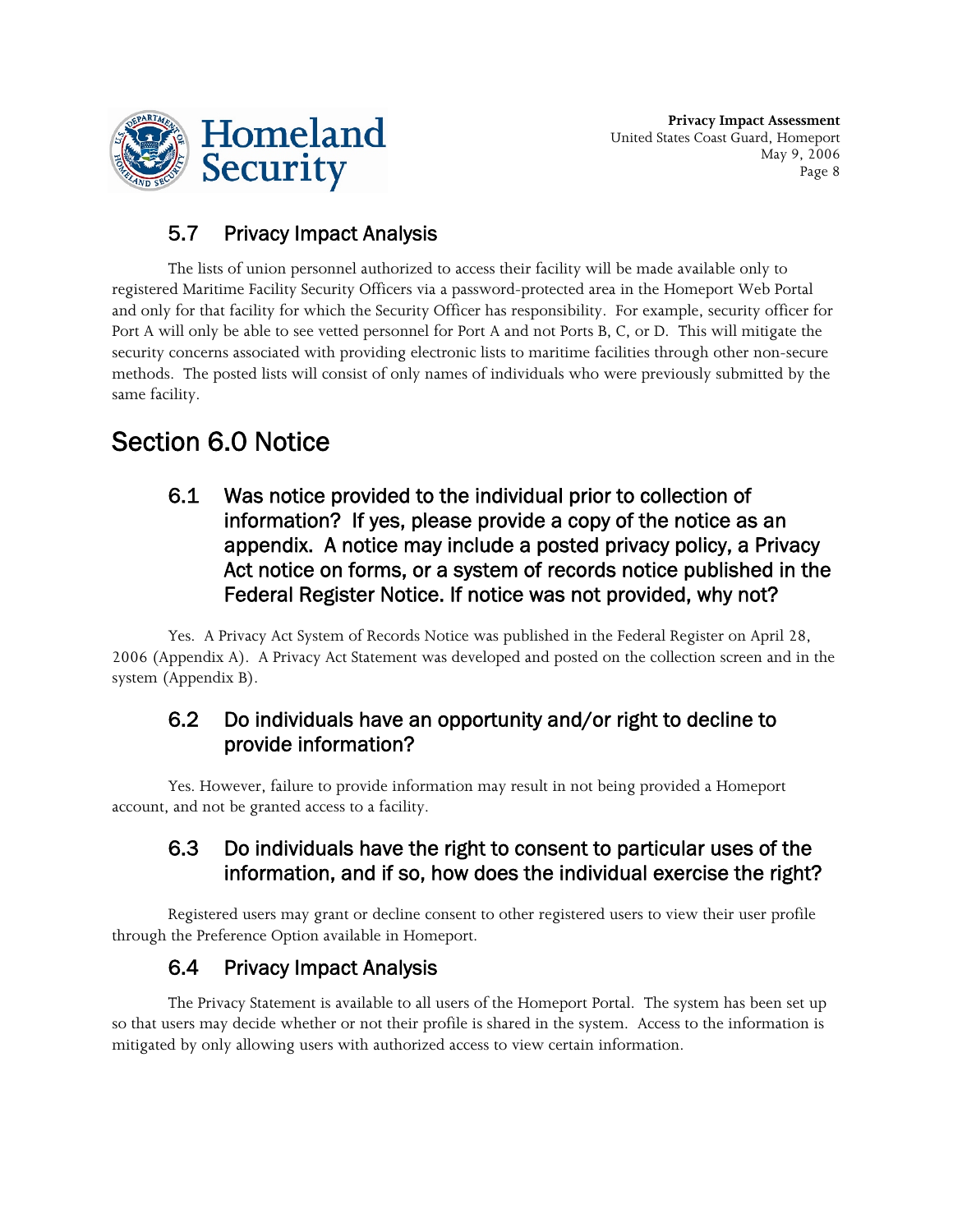### 5.7 Privacy Impact Analysis

The lists of union personnel authorized to access their facility will be made available only to registered Maritime Facility Security Officers via a password-protected area in the Homeport Web Portal and only for that facility for which the Security Officer has responsibility. For example, security officer for Port A will only be able to see vetted personnel for Port A and not Ports B, C, or D. This will mitigate the security concerns associated with providing electronic lists to maritime facilities through other non-secure methods. The posted lists will consist of only names of individuals who were previously submitted by the same facility.

## Section 6.0 Notice

### 6.1 Was notice provided to the individual prior to collection of information? If yes, please provide a copy of the notice as an appendix. A notice may include a posted privacy policy, a Privacy Act notice on forms, or a system of records notice published in the Federal Register Notice. If notice was not provided, why not?

Yes. A Privacy Act System of Records Notice was published in the Federal Register on April 28, 2006 (Appendix A). A Privacy Act Statement was developed and posted on the collection screen and in the system (Appendix B).

### 6.2 Do individuals have an opportunity and/or right to decline to provide information?

Yes. However, failure to provide information may result in not being provided a Homeport account, and not be granted access to a facility.

### 6.3 Do individuals have the right to consent to particular uses of the information, and if so, how does the individual exercise the right?

Registered users may grant or decline consent to other registered users to view their user profile through the Preference Option available in Homeport.

### 6.4 Privacy Impact Analysis

The Privacy Statement is available to all users of the Homeport Portal. The system has been set up so that users may decide whether or not their profile is shared in the system. Access to the information is mitigated by only allowing users with authorized access to view certain information.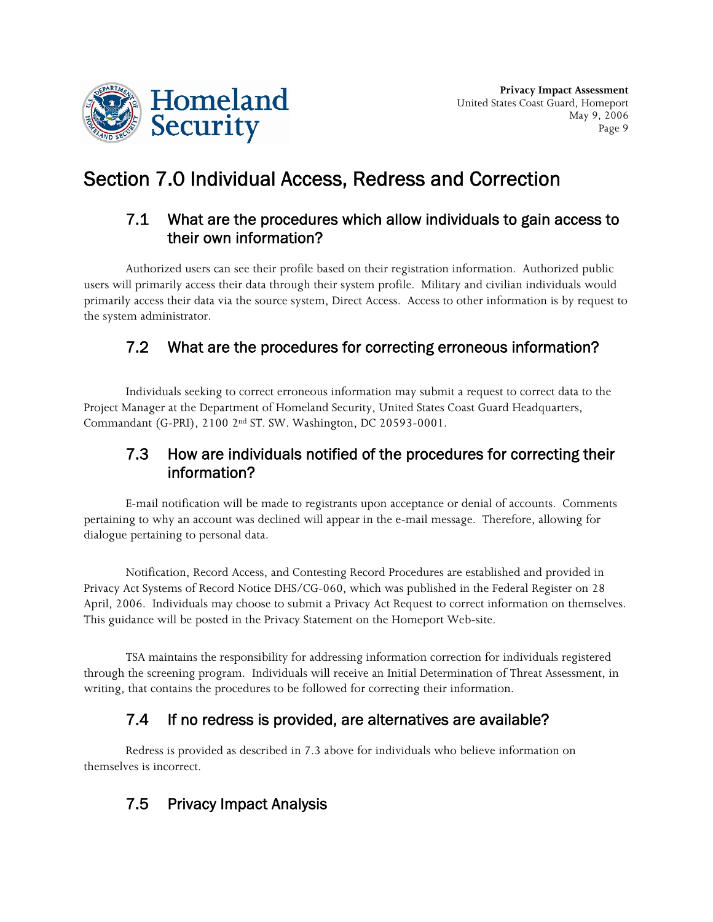# Section 7.0 Individual Access, Redress and Correction

## 7.1 What are the procedures which allow individuals to gain access to their own information?

Authorized users can see their profile based on their registration information. Authorized public users will primarily access their data through their system profile. Military and civilian individuals would primarily access their data via the source system, Direct Access. Access to other information is by request to the system administrator.

## 7.2 What are the procedures for correcting erroneous information?

Individuals seeking to correct erroneous information may submit a request to correct data to the Project Manager at the Department of Homeland Security, United States Coast Guard Headquarters, Commandant (G-PRI), 2100 2nd ST. SW. Washington, DC 20593-0001.

## 7.3 How are individuals notified of the procedures for correcting their information?

E-mail notification will be made to registrants upon acceptance or denial of accounts. Comments pertaining to why an account was declined will appear in the e-mail message. Therefore, allowing for dialogue pertaining to personal data.

Notification, Record Access, and Contesting Record Procedures are established and provided in Privacy Act Systems of Record Notice DHS/CG-060, which was published in the Federal Register on 28 April, 2006. Individuals may choose to submit a Privacy Act Request to correct information on themselves. This guidance will be posted in the Privacy Statement on the Homeport Web-site.

TSA maintains the responsibility for addressing information correction for individuals registered through the screening program. Individuals will receive an Initial Determination of Threat Assessment, in writing, that contains the procedures to be followed for correcting their information.

## 7.4 If no redress is provided, are alternatives are available?

Redress is provided as described in 7.3 above for individuals who believe information on themselves is incorrect.

## 7.5 Privacy Impact Analysis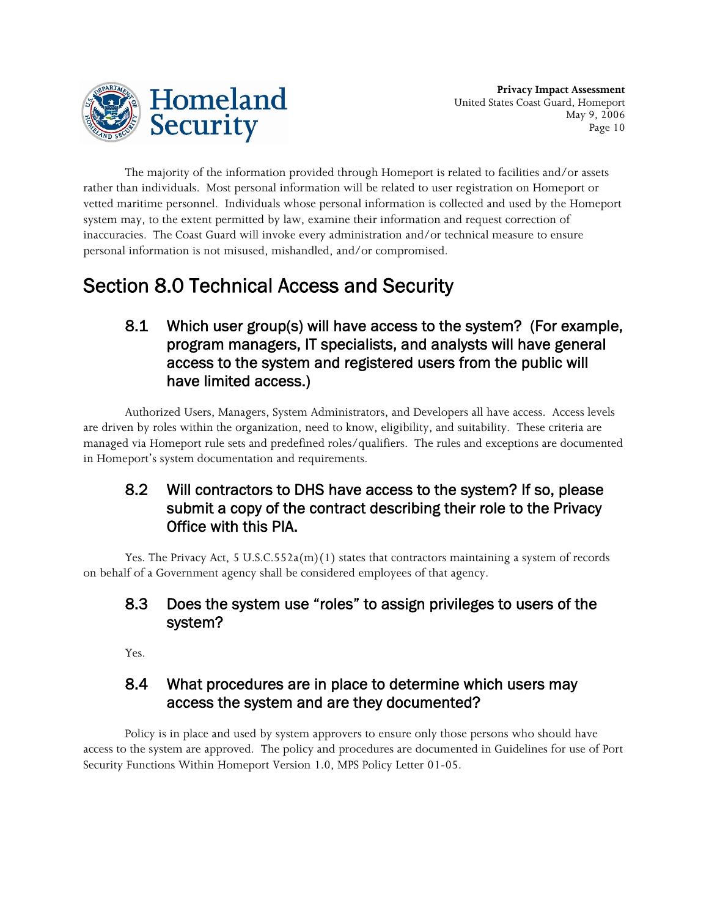The majority of the information provided through Homeport is related to facilities and/or assets rather than individuals. Most personal information will be related to user registration on Homeport or vetted maritime personnel. Individuals whose personal information is collected and used by the Homeport system may, to the extent permitted by law, examine their information and request correction of inaccuracies. The Coast Guard will invoke every administration and/or technical measure to ensure personal information is not misused, mishandled, and/or compromised.

# Section 8.0 Technical Access and Security

## 8.1 Which user group(s) will have access to the system? (For example, program managers, IT specialists, and analysts will have general access to the system and registered users from the public will have limited access.)

Authorized Users, Managers, System Administrators, and Developers all have access. Access levels are driven by roles within the organization, need to know, eligibility, and suitability. These criteria are managed via Homeport rule sets and predefined roles/qualifiers. The rules and exceptions are documented in Homeport's system documentation and requirements.

## 8.2 Will contractors to DHS have access to the system? If so, please submit a copy of the contract describing their role to the Privacy Office with this PIA.

Yes. The Privacy Act, 5 U.S.C.552a(m)(1) states that contractors maintaining a system of records on behalf of a Government agency shall be considered employees of that agency.

## 8.3 Does the system use "roles" to assign privileges to users of the system?

Yes.

## 8.4 What procedures are in place to determine which users may access the system and are they documented?

Policy is in place and used by system approvers to ensure only those persons who should have access to the system are approved. The policy and procedures are documented in Guidelines for use of Port Security Functions Within Homeport Version 1.0, MPS Policy Letter 01-05.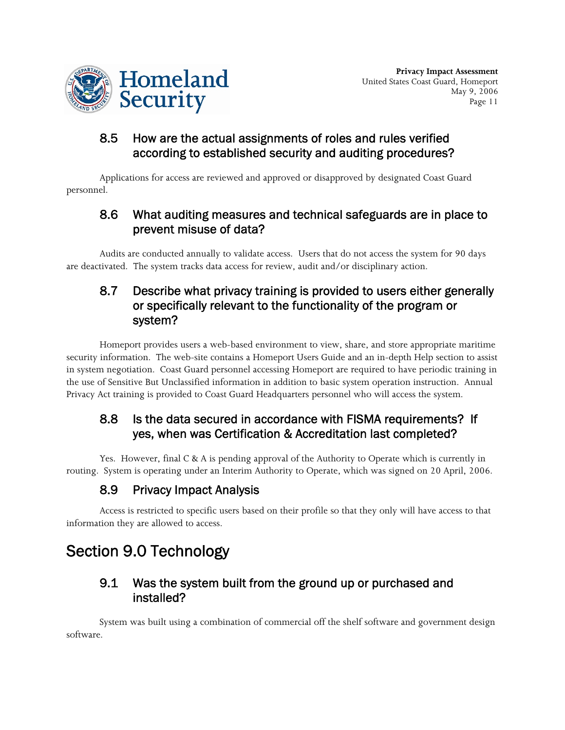### 8.5 How are the actual assignments of roles and rules verified according to established security and auditing procedures?

Applications for access are reviewed and approved or disapproved by designated Coast Guard personnel.

### 8.6 What auditing measures and technical safeguards are in place to prevent misuse of data?

Audits are conducted annually to validate access. Users that do not access the system for 90 days are deactivated. The system tracks data access for review, audit and/or disciplinary action.

### 8.7 Describe what privacy training is provided to users either generally or specifically relevant to the functionality of the program or system?

Homeport provides users a web-based environment to view, share, and store appropriate maritime security information. The web-site contains a Homeport Users Guide and an in-depth Help section to assist in system negotiation. Coast Guard personnel accessing Homeport are required to have periodic training in the use of Sensitive But Unclassified information in addition to basic system operation instruction. Annual Privacy Act training is provided to Coast Guard Headquarters personnel who will access the system.

### 8.8 Is the data secured in accordance with FISMA requirements? If yes, when was Certification & Accreditation last completed?

Yes. However, final C & A is pending approval of the Authority to Operate which is currently in routing. System is operating under an Interim Authority to Operate, which was signed on 20 April, 2006.

### 8.9 Privacy Impact Analysis

Access is restricted to specific users based on their profile so that they only will have access to that information they are allowed to access.

## Section 9.0 Technology

### 9.1 Was the system built from the ground up or purchased and installed?

System was built using a combination of commercial off the shelf software and government design software.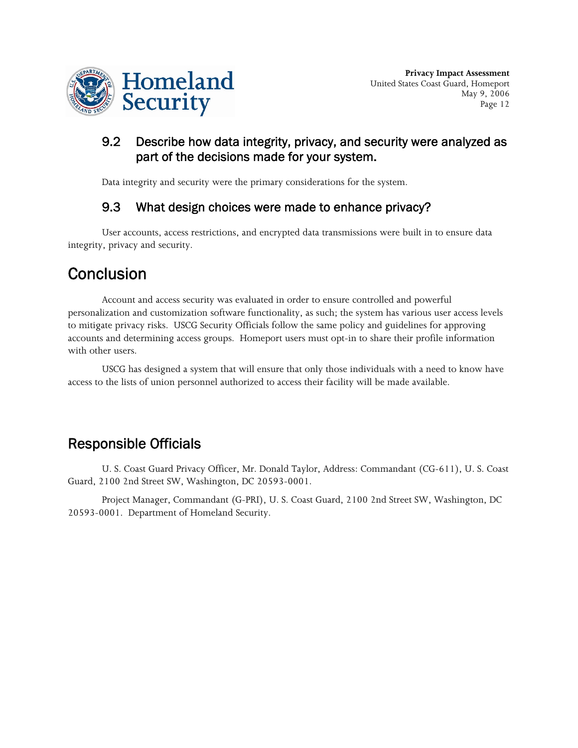### 9.2 Describe how data integrity, privacy, and security were analyzed as part of the decisions made for your system.

Data integrity and security were the primary considerations for the system.

### 9.3 What design choices were made to enhance privacy?

User accounts, access restrictions, and encrypted data transmissions were built in to ensure data integrity, privacy and security.

## Conclusion

Account and access security was evaluated in order to ensure controlled and powerful personalization and customization software functionality, as such; the system has various user access levels to mitigate privacy risks. USCG Security Officials follow the same policy and guidelines for approving accounts and determining access groups. Homeport users must opt-in to share their profile information with other users.

USCG has designed a system that will ensure that only those individuals with a need to know have access to the lists of union personnel authorized to access their facility will be made available.

## Responsible Officials

U. S. Coast Guard Privacy Officer, Mr. Donald Taylor, Address: Commandant (CG-611), U. S. Coast Guard, 2100 2nd Street SW, Washington, DC 20593-0001.

Project Manager, Commandant (G-PRI), U. S. Coast Guard, 2100 2nd Street SW, Washington, DC 20593-0001. Department of Homeland Security.